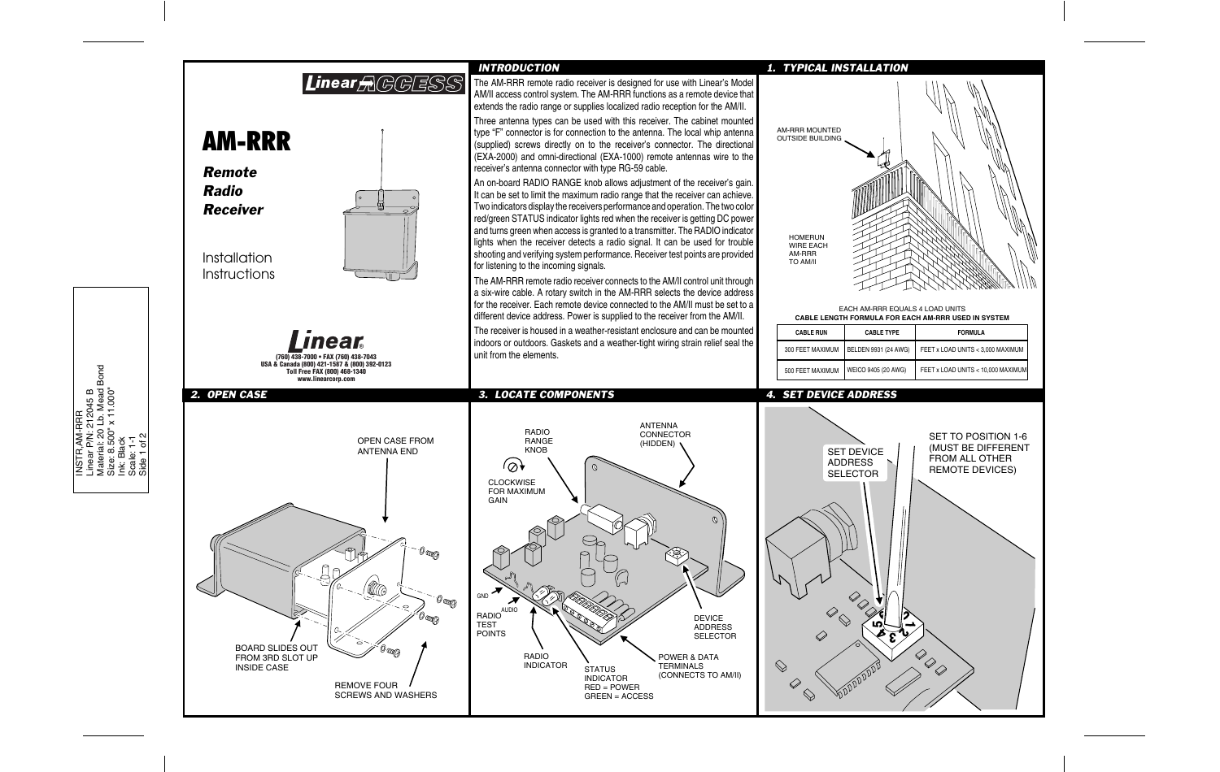Linear ACCESS

# AM-RRR

***Remote Radio Receiver***

Installation Instructions

Linear®

(760) 438-7000 • FAX (760) 438-7043
USA & Canada (800) 421-1587 & (800) 392-0123
Toll Free FAX (800) 468-1340
www.linearcorp.com

INSTR,AM-RRR
Linear P/N: 212045 B
Material: 20 Lb. Mead Bond
Size: 8.500" x 11.000"
Ink: Black
Scale: 1-1
Side 1 of 2

## INTRODUCTION

The AM-RRR remote radio receiver is designed for use with Linear's Model AM/II access control system. The AM-RRR functions as a remote device that extends the radio range or supplies localized radio reception for the AM/II.

Three antenna types can be used with this receiver. The cabinet mounted type "F" connector is for connection to the antenna. The local whip antenna (supplied) screws directly on to the receiver's connector. The directional (EXA-2000) and omni-directional (EXA-1000) remote antennas wire to the receiver's antenna connector with type RG-59 cable.

An on-board RADIO RANGE knob allows adjustment of the receiver's gain. It can be set to limit the maximum radio range that the receiver can achieve. Two indicators display the receivers performance and operation. The two color red/green STATUS indicator lights red when the receiver is getting DC power and turns green when access is granted to a transmitter. The RADIO indicator lights when the receiver detects a radio signal. It can be used for trouble shooting and verifying system performance. Receiver test points are provided for listening to the incoming signals.

The AM-RRR remote radio receiver connects to the AM/II control unit through a six-wire cable. A rotary switch in the AM-RRR selects the device address for the receiver. Each remote device connected to the AM/II must be set to a different device address. Power is supplied to the receiver from the AM/II.

The receiver is housed in a weather-resistant enclosure and can be mounted indoors or outdoors. Gaskets and a weather-tight wiring strain relief seal the unit from the elements.

## 1. TYPICAL INSTALLATION

AM-RRR MOUNTED OUTSIDE BUILDING

HOMERUN WIRE EACH AM-RRR TO AM/II

EACH AM-RRR EQUALS 4 LOAD UNITS

**CABLE LENGTH FORMULA FOR EACH AM-RRR USED IN SYSTEM**

| CABLE RUN | CABLE TYPE | FORMULA |
|---|---|---|
| 300 FEET MAXIMUM | BELDEN 9931 (24 AWG) | FEET x LOAD UNITS < 3,000 MAXIMUM |
| 500 FEET MAXIMUM | WEICO 9405 (20 AWG) | FEET x LOAD UNITS < 10,000 MAXIMUM |

## 2. OPEN CASE

OPEN CASE FROM ANTENNA END

BOARD SLIDES OUT FROM 3RD SLOT UP INSIDE CASE

REMOVE FOUR SCREWS AND WASHERS

## 3. LOCATE COMPONENTS

RADIO RANGE KNOB

CLOCKWISE FOR MAXIMUM GAIN

ANTENNA CONNECTOR (HIDDEN)

GND

AUDIO

RADIO TEST POINTS

RADIO INDICATOR

STATUS INDICATOR
RED = POWER
GREEN = ACCESS

POWER & DATA TERMINALS (CONNECTS TO AM/II)

DEVICE ADDRESS SELECTOR

## 4. SET DEVICE ADDRESS

SET DEVICE ADDRESS SELECTOR

SET TO POSITION 1-6 (MUST BE DIFFERENT FROM ALL OTHER REMOTE DEVICES)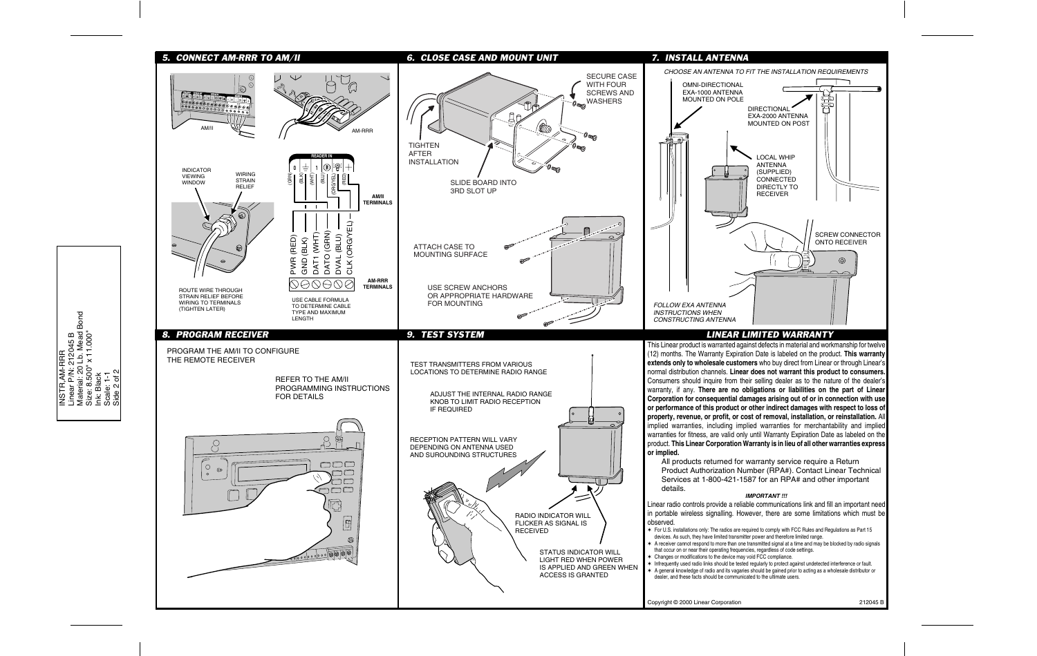INSTR,AM-RRR
Linear P/N: 212045 B
Material: 20 Lb. Mead Bond
Size: 8.500" x 11.000"
Ink: Black
Scale: 1-1
Side 2 of 2

## 5. CONNECT AM-RRR TO AM/II

AM/II

AM-RRR

INDICATOR VIEWING WINDOW

WIRING STRAIN RELIEF

ROUTE WIRE THROUGH STRAIN RELIEF BEFORE WIRING TO TERMINALS (TIGHTEN LATER)

READER IN

(GRN) (BLK) (WHT) (BLU) (ORG/YEL) (RED)

AM/II TERMINALS

PWR (RED)
GND (BLK)
DAT1 (WHT)
DAT0 (GRN)
DVAL (BLU)
CLK (ORG/YEL)

AM-RRR TERMINALS

USE CABLE FORMULA TO DETERMINE CABLE TYPE AND MAXIMUM LENGTH

## 6. CLOSE CASE AND MOUNT UNIT

SECURE CASE WITH FOUR SCREWS AND WASHERS

TIGHTEN AFTER INSTALLATION

SLIDE BOARD INTO 3RD SLOT UP

ATTACH CASE TO MOUNTING SURFACE

USE SCREW ANCHORS OR APPROPRIATE HARDWARE FOR MOUNTING

## 7. INSTALL ANTENNA

*CHOOSE AN ANTENNA TO FIT THE INSTALLATION REQUIREMENTS*

OMNI-DIRECTIONAL EXA-1000 ANTENNA MOUNTED ON POLE

DIRECTIONAL EXA-2000 ANTENNA MOUNTED ON POST

LOCAL WHIP ANTENNA (SUPPLIED) CONNECTED DIRECTLY TO RECEIVER

SCREW CONNECTOR ONTO RECEIVER

*FOLLOW EXA ANTENNA INSTRUCTIONS WHEN CONSTRUCTING ANTENNA*

## 8. PROGRAM RECEIVER

PROGRAM THE AM/II TO CONFIGURE THE REMOTE RECEIVER

REFER TO THE AM/II PROGRAMMING INSTRUCTIONS FOR DETAILS

## 9. TEST SYSTEM

TEST TRANSMITTERS FROM VARIOUS LOCATIONS TO DETERMINE RADIO RANGE

ADJUST THE INTERNAL RADIO RANGE KNOB TO LIMIT RADIO RECEPTION IF REQUIRED

RECEPTION PATTERN WILL VARY DEPENDING ON ANTENNA USED AND SUROUNDING STRUCTURES

RADIO INDICATOR WILL FLICKER AS SIGNAL IS RECEIVED

STATUS INDICATOR WILL LIGHT RED WHEN POWER IS APPLIED AND GREEN WHEN ACCESS IS GRANTED

## LINEAR LIMITED WARRANTY

This Linear product is warranted against defects in material and workmanship for twelve (12) months. The Warranty Expiration Date is labeled on the product. **This warranty extends only to wholesale customers** who buy direct from Linear or through Linear's normal distribution channels. **Linear does not warrant this product to consumers.** Consumers should inquire from their selling dealer as to the nature of the dealer's warranty, if any. **There are no obligations or liabilities on the part of Linear Corporation for consequential damages arising out of or in connection with use or performance of this product or other indirect damages with respect to loss of property, revenue, or profit, or cost of removal, installation, or reinstallation.** All implied warranties, including implied warranties for merchantability and implied warranties for fitness, are valid only until Warranty Expiration Date as labeled on the product. **This Linear Corporation Warranty is in lieu of all other warranties express or implied.**

All products returned for warranty service require a Return Product Authorization Number (RPA#). Contact Linear Technical Services at 1-800-421-1587 for an RPA# and other important details.

***IMPORTANT !!!***

Linear radio controls provide a reliable communications link and fill an important need in portable wireless signalling. However, there are some limitations which must be observed.

* For U.S. installations only: The radios are required to comply with FCC Rules and Regulations as Part 15 devices. As such, they have limited transmitter power and therefore limited range.
* A receiver cannot respond to more than one transmitted signal at a time and may be blocked by radio signals that occur on or near their operating frequencies, regardless of code settings.
* Changes or modifications to the device may void FCC compliance.
* Infrequently used radio links should be tested regularly to protect against undetected interference or fault.
* A general knowledge of radio and its vagaries should be gained prior to acting as a wholesale distributor or dealer, and these facts should be communicated to the ultimate users.

Copyright © 2000 Linear Corporation

212045 B